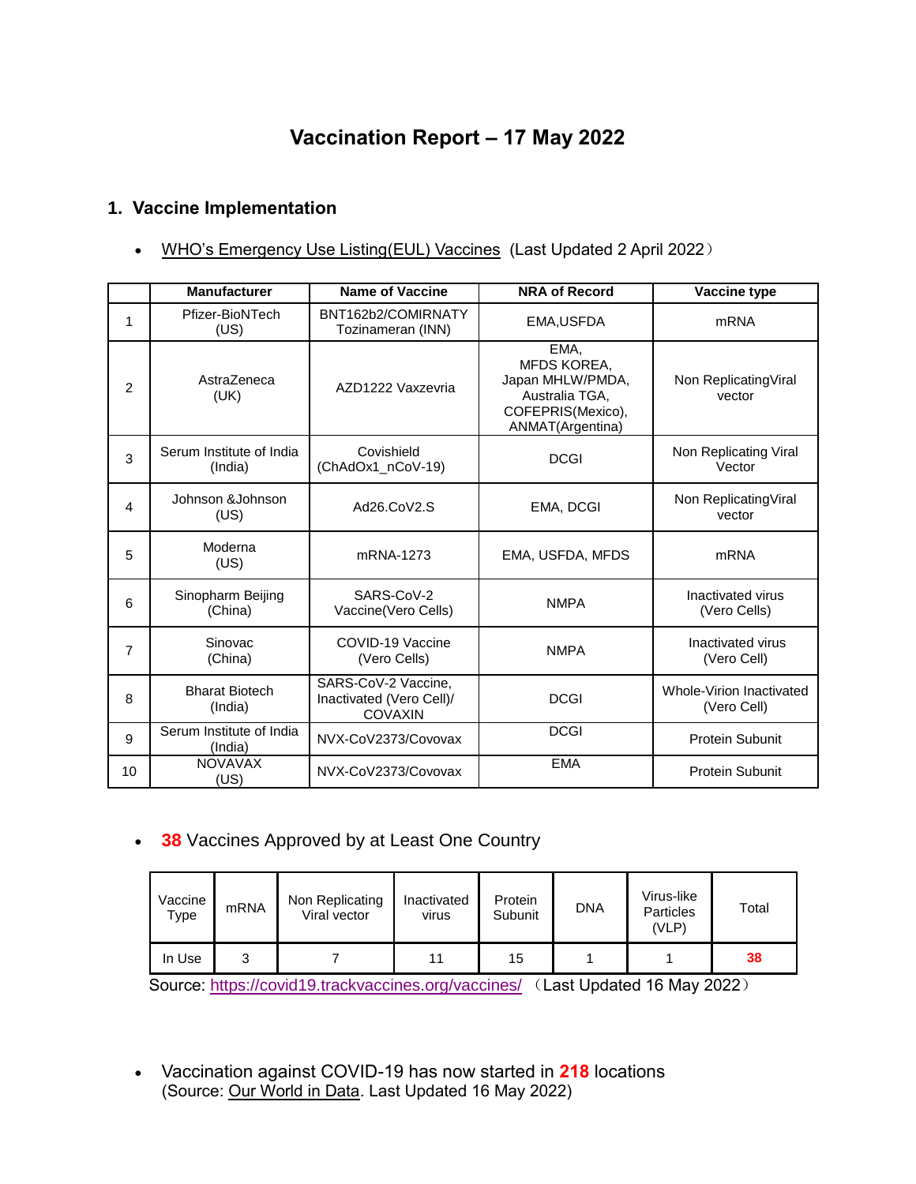# Vaccination Report – 17 May 2022

## 1. Vaccine Implementation

- WHO's Emergency Use Listing(EUL) Vaccines (Last Updated 2 April 2022）

| | Manufacturer | Name of Vaccine | NRA of Record | Vaccine type |
|---|---|---|---|---|
| 1 | Pfizer-BioNTech (US) | BNT162b2/COMIRNATY Tozinameran (INN) | EMA,USFDA | mRNA |
| 2 | AstraZeneca (UK) | AZD1222 Vaxzevria | EMA, MFDS KOREA, Japan MHLW/PMDA, Australia TGA, COFEPRIS(Mexico), ANMAT(Argentina) | Non ReplicatingViral vector |
| 3 | Serum Institute of India (India) | Covishield (ChAdOx1_nCoV-19) | DCGI | Non Replicating Viral Vector |
| 4 | Johnson &Johnson (US) | Ad26.CoV2.S | EMA, DCGI | Non ReplicatingViral vector |
| 5 | Moderna (US) | mRNA-1273 | EMA, USFDA, MFDS | mRNA |
| 6 | Sinopharm Beijing (China) | SARS-CoV-2 Vaccine(Vero Cells) | NMPA | Inactivated virus (Vero Cells) |
| 7 | Sinovac (China) | COVID-19 Vaccine (Vero Cells) | NMPA | Inactivated virus (Vero Cell) |
| 8 | Bharat Biotech (India) | SARS-CoV-2 Vaccine, Inactivated (Vero Cell)/ COVAXIN | DCGI | Whole-Virion Inactivated (Vero Cell) |
| 9 | Serum Institute of India (India) | NVX-CoV2373/Covovax | DCGI | Protein Subunit |
| 10 | NOVAVAX (US) | NVX-CoV2373/Covovax | EMA | Protein Subunit |

- **38** Vaccines Approved by at Least One Country

| Vaccine Type | mRNA | Non Replicating Viral vector | Inactivated virus | Protein Subunit | DNA | Virus-like Particles (VLP) | Total |
|---|---|---|---|---|---|---|---|
| In Use | 3 | 7 | 11 | 15 | 1 | 1 | **38** |

Source: https://covid19.trackvaccines.org/vaccines/ （Last Updated 16 May 2022）

- Vaccination against COVID-19 has now started in **218** locations
(Source: Our World in Data. Last Updated 16 May 2022)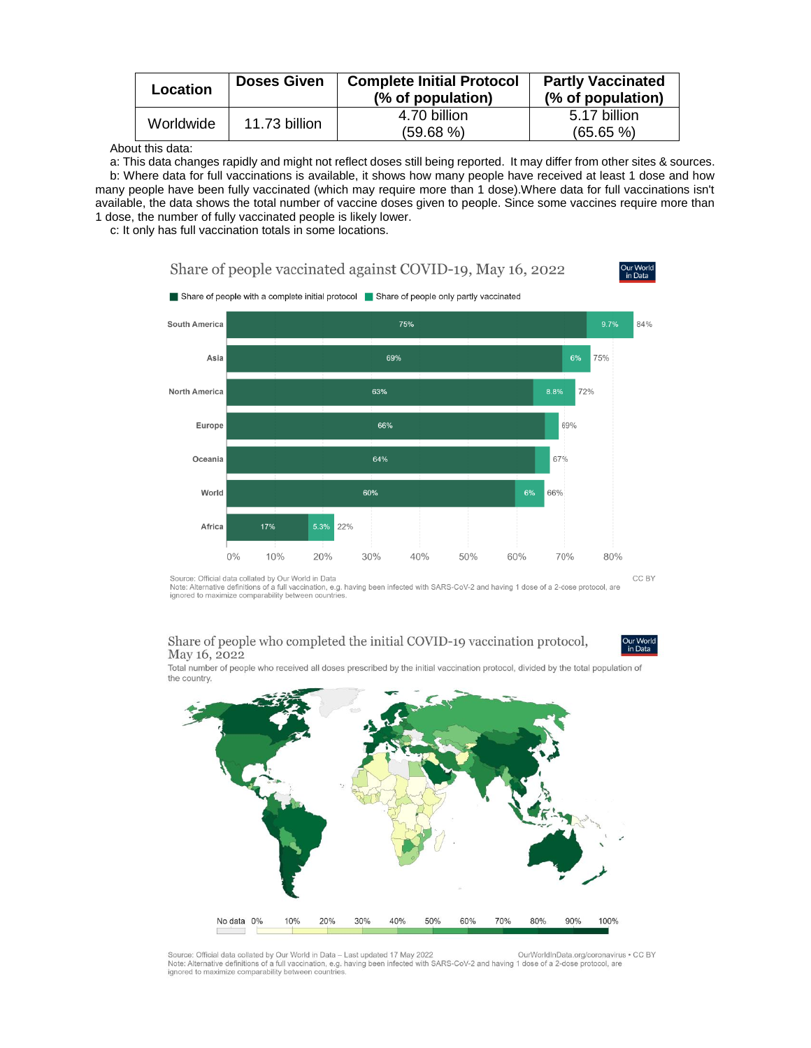| Location | Doses Given | Complete Initial Protocol (% of population) | Partly Vaccinated (% of population) |
|---|---|---|---|
| Worldwide | 11.73 billion | 4.70 billion (59.68 %) | 5.17 billion (65.65 %) |

About this data:

a: This data changes rapidly and might not reflect doses still being reported. It may differ from other sites & sources.

b: Where data for full vaccinations is available, it shows how many people have received at least 1 dose and how many people have been fully vaccinated (which may require more than 1 dose).Where data for full vaccinations isn't available, the data shows the total number of vaccine doses given to people. Since some vaccines require more than 1 dose, the number of fully vaccinated people is likely lower.

c: It only has full vaccination totals in some locations.

**Share of people vaccinated against COVID-19, May 16, 2022**

| Region | Share of people with a complete initial protocol | Share of people only partly vaccinated | Total |
|---|---|---|---|
| South America | 75% | 9.7% | 84% |
| Asia | 69% | 6% | 75% |
| North America | 63% | 8.8% | 72% |
| Europe | 66% | | 69% |
| Oceania | 64% | | 67% |
| World | 60% | 6% | 66% |
| Africa | 17% | 5.3% | 22% |

Source: Official data collated by Our World in Data
Note: Alternative definitions of a full vaccination, e.g. having been infected with SARS-CoV-2 and having 1 dose of a 2-dose protocol, are ignored to maximize comparability between countries.
CC BY

**Share of people who completed the initial COVID-19 vaccination protocol, May 16, 2022**

Total number of people who received all doses prescribed by the initial vaccination protocol, divided by the total population of the country.

No data 0% 10% 20% 30% 40% 50% 60% 70% 80% 90% 100%

Source: Official data collated by Our World in Data – Last updated 17 May 2022
OurWorldInData.org/coronavirus • CC BY
Note: Alternative definitions of a full vaccination, e.g. having been infected with SARS-CoV-2 and having 1 dose of a 2-dose protocol, are ignored to maximize comparability between countries.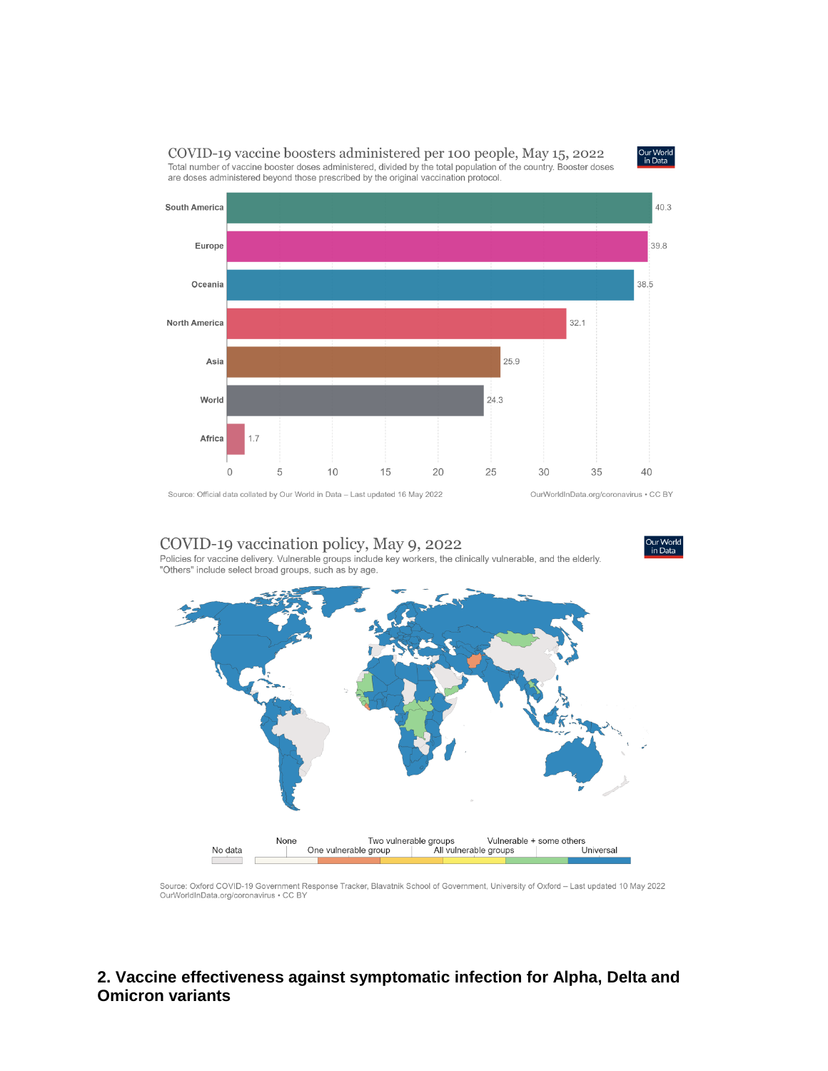## COVID-19 vaccine boosters administered per 100 people, May 15, 2022

Total number of vaccine booster doses administered, divided by the total population of the country. Booster doses are doses administered beyond those prescribed by the original vaccination protocol.

| Region | Boosters per 100 people |
|---|---|
| South America | 40.3 |
| Europe | 39.8 |
| Oceania | 38.5 |
| North America | 32.1 |
| Asia | 25.9 |
| World | 24.3 |
| Africa | 1.7 |

Source: Official data collated by Our World in Data – Last updated 16 May 2022
OurWorldInData.org/coronavirus • CC BY

## COVID-19 vaccination policy, May 9, 2022

Policies for vaccine delivery. Vulnerable groups include key workers, the clinically vulnerable, and the elderly. "Others" include select broad groups, such as by age.

Legend: No data; None; One vulnerable group; Two vulnerable groups; All vulnerable groups; Vulnerable + some others; Universal

Source: Oxford COVID-19 Government Response Tracker, Blavatnik School of Government, University of Oxford – Last updated 10 May 2022
OurWorldInData.org/coronavirus • CC BY

## 2. Vaccine effectiveness against symptomatic infection for Alpha, Delta and Omicron variants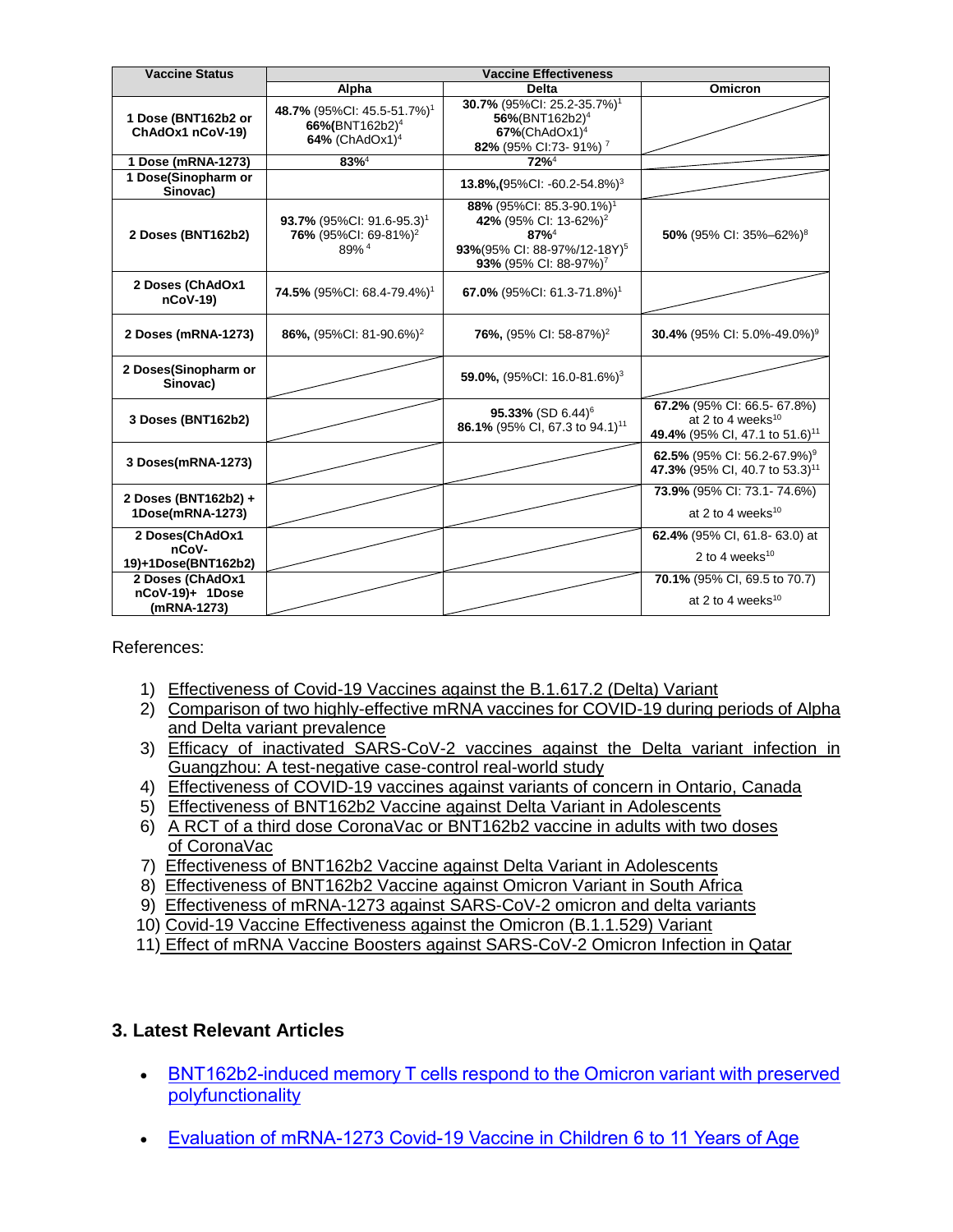| Vaccine Status | Vaccine Effectiveness | | |
|---|---|---|---|
| | Alpha | Delta | Omicron |
| 1 Dose (BNT162b2 or ChAdOx1 nCoV-19) | **48.7%** (95%CI: 45.5-51.7%)[1]<br>**66%**(BNT162b2)[4]<br>**64%** (ChAdOx1)[4] | **30.7%** (95%CI: 25.2-35.7%)[1]<br>**56%**(BNT162b2)[4]<br>**67%**(ChAdOx1)[4]<br>**82%** (95% CI:73- 91%) [7] | |
| 1 Dose (mRNA-1273) | **83%**[4] | **72%**[4] | |
| 1 Dose(Sinopharm or Sinovac) | | **13.8%,**(95%CI: -60.2-54.8%)[3] | |
| 2 Doses (BNT162b2) | **93.7%** (95%CI: 91.6-95.3)[1]<br>**76%** (95%CI: 69-81%)[2]<br>89% [4] | **88%** (95%CI: 85.3-90.1%)[1]<br>**42%** (95% CI: 13-62%)[2]<br>**87%**[4]<br>**93%**(95% CI: 88-97%/12-18Y)[5]<br>**93%** (95% CI: 88-97%)[7] | **50%** (95% CI: 35%–62%)[8] |
| 2 Doses (ChAdOx1 nCoV-19) | **74.5%** (95%CI: 68.4-79.4%)[1] | **67.0%** (95%CI: 61.3-71.8%)[1] | |
| 2 Doses (mRNA-1273) | **86%,** (95%CI: 81-90.6%)[2] | **76%,** (95% CI: 58-87%)[2] | **30.4%** (95% CI: 5.0%-49.0%)[9] |
| 2 Doses(Sinopharm or Sinovac) | | **59.0%,** (95%CI: 16.0-81.6%)[3] | |
| 3 Doses (BNT162b2) | | **95.33%** (SD 6.44)[6]<br>**86.1%** (95% CI, 67.3 to 94.1)[11] | **67.2%** (95% CI: 66.5- 67.8%) at 2 to 4 weeks[10]<br>**49.4%** (95% CI, 47.1 to 51.6)[11] |
| 3 Doses(mRNA-1273) | | | **62.5%** (95% CI: 56.2-67.9%)[9]<br>**47.3%** (95% CI, 40.7 to 53.3)[11] |
| 2 Doses (BNT162b2) + 1Dose(mRNA-1273) | | | **73.9%** (95% CI: 73.1- 74.6%) at 2 to 4 weeks[10] |
| 2 Doses(ChAdOx1 nCoV-19)+1Dose(BNT162b2) | | | **62.4%** (95% CI, 61.8- 63.0) at 2 to 4 weeks[10] |
| 2 Doses (ChAdOx1 nCoV-19)+ 1Dose (mRNA-1273) | | | **70.1%** (95% CI, 69.5 to 70.7) at 2 to 4 weeks[10] |

References:

1) Effectiveness of Covid-19 Vaccines against the B.1.617.2 (Delta) Variant
2) Comparison of two highly-effective mRNA vaccines for COVID-19 during periods of Alpha and Delta variant prevalence
3) Efficacy of inactivated SARS-CoV-2 vaccines against the Delta variant infection in Guangzhou: A test-negative case-control real-world study
4) Effectiveness of COVID-19 vaccines against variants of concern in Ontario, Canada
5) Effectiveness of BNT162b2 Vaccine against Delta Variant in Adolescents
6) A RCT of a third dose CoronaVac or BNT162b2 vaccine in adults with two doses of CoronaVac
7) Effectiveness of BNT162b2 Vaccine against Delta Variant in Adolescents
8) Effectiveness of BNT162b2 Vaccine against Omicron Variant in South Africa
9) Effectiveness of mRNA-1273 against SARS-CoV-2 omicron and delta variants
10) Covid-19 Vaccine Effectiveness against the Omicron (B.1.1.529) Variant
11) Effect of mRNA Vaccine Boosters against SARS-CoV-2 Omicron Infection in Qatar

## 3. Latest Relevant Articles

- BNT162b2-induced memory T cells respond to the Omicron variant with preserved polyfunctionality
- Evaluation of mRNA-1273 Covid-19 Vaccine in Children 6 to 11 Years of Age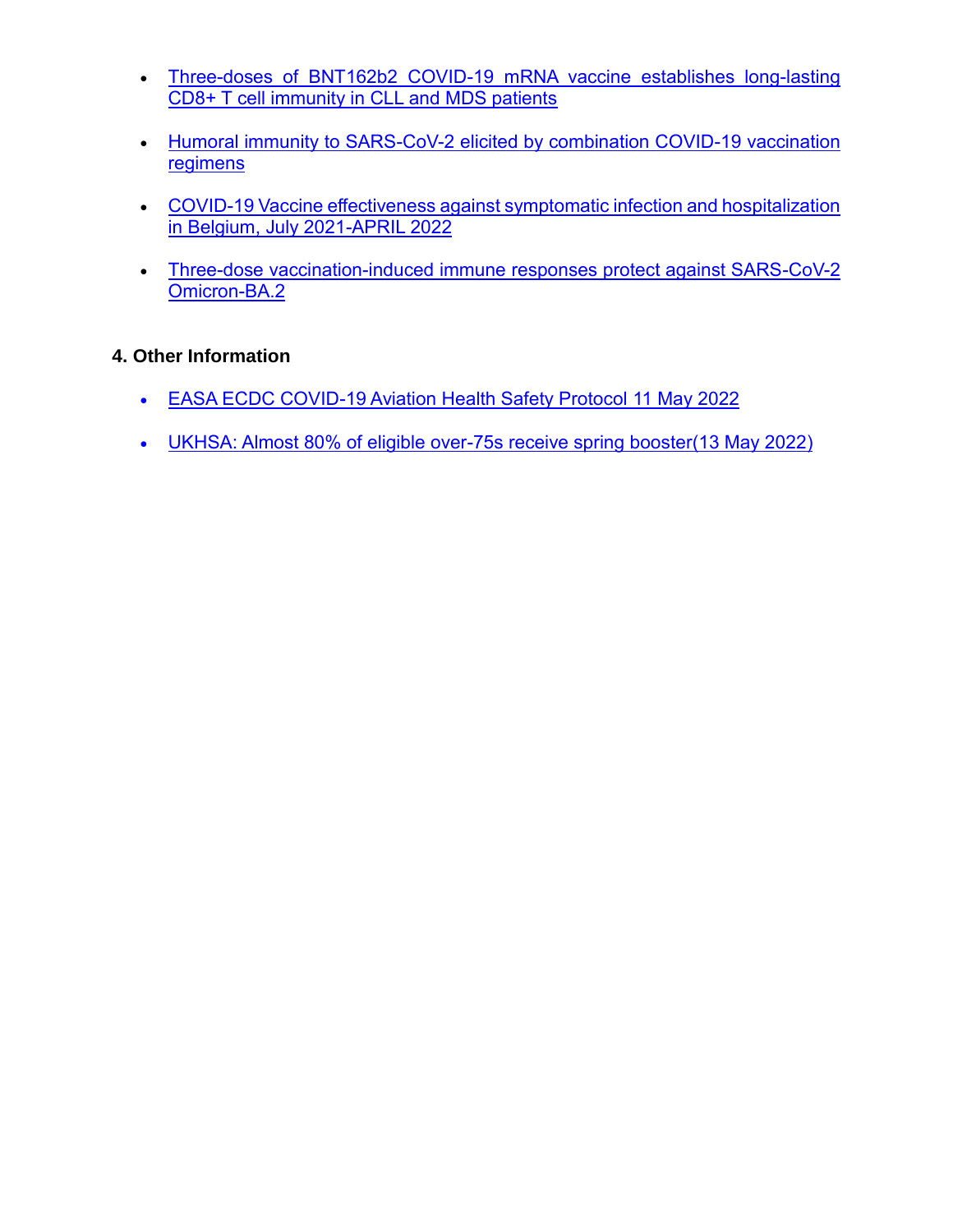- Three-doses of BNT162b2 COVID-19 mRNA vaccine establishes long-lasting CD8+ T cell immunity in CLL and MDS patients

- Humoral immunity to SARS-CoV-2 elicited by combination COVID-19 vaccination regimens

- COVID-19 Vaccine effectiveness against symptomatic infection and hospitalization in Belgium, July 2021-APRIL 2022

- Three-dose vaccination-induced immune responses protect against SARS-CoV-2 Omicron-BA.2

## 4. Other Information

- EASA ECDC COVID-19 Aviation Health Safety Protocol 11 May 2022

- UKHSA: Almost 80% of eligible over-75s receive spring booster(13 May 2022)